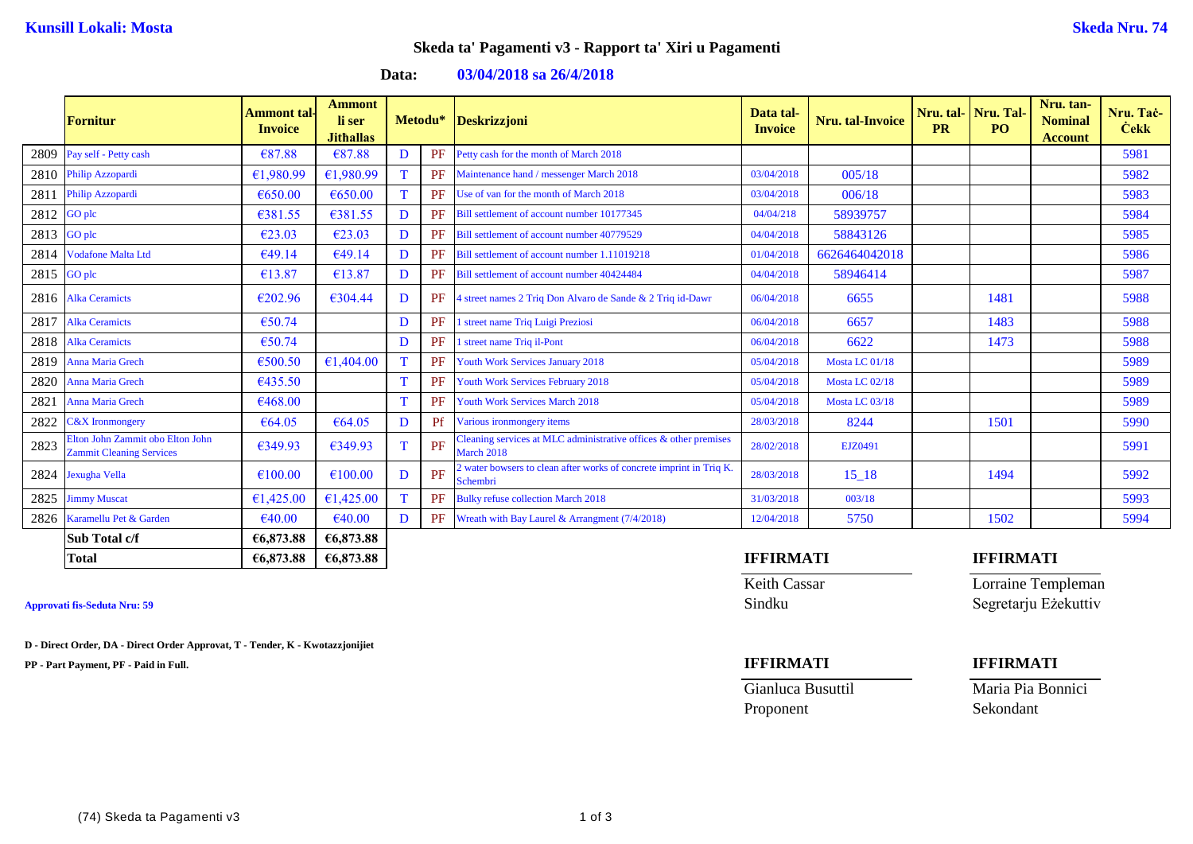**Kunsill Lokali: Mosta** **Skeda Nru. 74**

## Skeda ta' Pagamenti v3 - Rapport ta' Xiri u Pagamenti

**Data: 03/04/2018 sa 26/4/2018**

| | Fornitur | Ammont tal-Invoice | Ammont li ser Jithallas | Metodu* | | Deskrizzjoni | Data tal-Invoice | Nru. tal-Invoice | Nru. tal-PR | Nru. Tal-PO | Nru. tan-Nominal Account | Nru. Taċ-Ċekk |
|---|---|---|---|---|---|---|---|---|---|---|---|---|
| 2809 | Pay self - Petty cash | €87.88 | €87.88 | D | PF | Petty cash for the month of March 2018 | | | | | | 5981 |
| 2810 | Philip Azzopardi | €1,980.99 | €1,980.99 | T | PF | Maintenance hand / messenger March 2018 | 03/04/2018 | 005/18 | | | | 5982 |
| 2811 | Philip Azzopardi | €650.00 | €650.00 | T | PF | Use of van for the month of March 2018 | 03/04/2018 | 006/18 | | | | 5983 |
| 2812 | GO plc | €381.55 | €381.55 | D | PF | Bill settlement of account number 10177345 | 04/04/218 | 58939757 | | | | 5984 |
| 2813 | GO plc | €23.03 | €23.03 | D | PF | Bill settlement of account number 40779529 | 04/04/2018 | 58843126 | | | | 5985 |
| 2814 | Vodafone Malta Ltd | €49.14 | €49.14 | D | PF | Bill settlement of account number 1.11019218 | 01/04/2018 | 6626464042018 | | | | 5986 |
| 2815 | GO plc | €13.87 | €13.87 | D | PF | Bill settlement of account number 40424484 | 04/04/2018 | 58946414 | | | | 5987 |
| 2816 | Alka Ceramicts | €202.96 | €304.44 | D | PF | 4 street names 2 Triq Don Alvaro de Sande & 2 Triq id-Dawr | 06/04/2018 | 6655 | | 1481 | | 5988 |
| 2817 | Alka Ceramicts | €50.74 | | D | PF | 1 street name Triq Luigi Preziosi | 06/04/2018 | 6657 | | 1483 | | 5988 |
| 2818 | Alka Ceramicts | €50.74 | | D | PF | 1 street name Triq il-Pont | 06/04/2018 | 6622 | | 1473 | | 5988 |
| 2819 | Anna Maria Grech | €500.50 | €1,404.00 | T | PF | Youth Work Services January 2018 | 05/04/2018 | Mosta LC 01/18 | | | | 5989 |
| 2820 | Anna Maria Grech | €435.50 | | T | PF | Youth Work Services February 2018 | 05/04/2018 | Mosta LC 02/18 | | | | 5989 |
| 2821 | Anna Maria Grech | €468.00 | | T | PF | Youth Work Services March 2018 | 05/04/2018 | Mosta LC 03/18 | | | | 5989 |
| 2822 | C&X Ironmongery | €64.05 | €64.05 | D | Pf | Various ironmongery items | 28/03/2018 | 8244 | | 1501 | | 5990 |
| 2823 | Elton John Zammit obo Elton John Zammit Cleaning Services | €349.93 | €349.93 | T | PF | Cleaning services at MLC administrative offices & other premises March 2018 | 28/02/2018 | EJZ0491 | | | | 5991 |
| 2824 | Jexugha Vella | €100.00 | €100.00 | D | PF | 2 water bowsers to clean after works of concrete imprint in Triq K. Schembri | 28/03/2018 | 15_18 | | 1494 | | 5992 |
| 2825 | Jimmy Muscat | €1,425.00 | €1,425.00 | T | PF | Bulky refuse collection March 2018 | 31/03/2018 | 003/18 | | | | 5993 |
| 2826 | Karamellu Pet & Garden | €40.00 | €40.00 | D | PF | Wreath with Bay Laurel & Arrangment (7/4/2018) | 12/04/2018 | 5750 | | 1502 | | 5994 |
| | **Sub Total c/f** | **€6,873.88** | **€6,873.88** | | | | | | | | | |
| | **Total** | **€6,873.88** | **€6,873.88** | | | | | | | | | |

**Approvati fis-Seduta Nru: 59**

**D - Direct Order, DA - Direct Order Approvat, T - Tender, K - Kwotazzjonijiet**

**PP - Part Payment, PF - Paid in Full.**

**IFFIRMATI**

Keith Cassar
Sindku

**IFFIRMATI**

Lorraine Templeman
Segretarju Eżekuttiv

**IFFIRMATI**

Gianluca Busuttil
Proponent

**IFFIRMATI**

Maria Pia Bonnici
Sekondant

(74) Skeda ta Pagamenti v3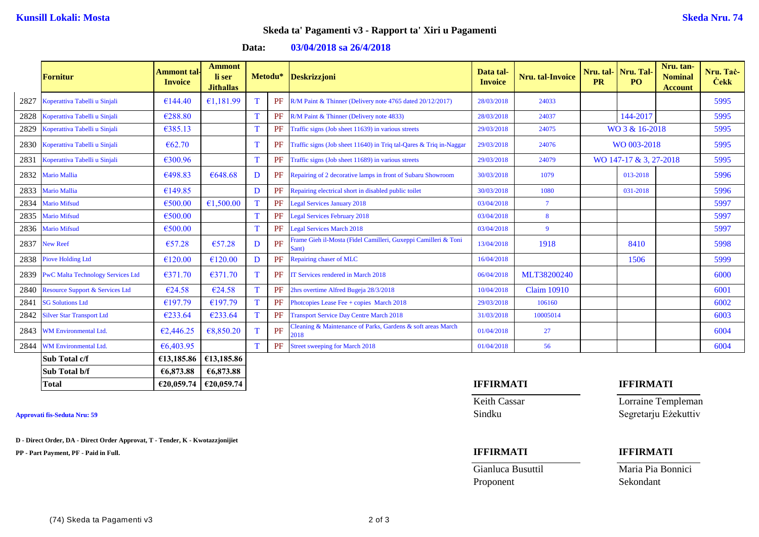**Kunsill Lokali: Mosta** **Skeda Nru. 74**

## Skeda ta' Pagamenti v3 - Rapport ta' Xiri u Pagamenti

**Data: 03/04/2018 sa 26/4/2018**

| | Fornitur | Ammont tal-Invoice | Ammont li ser Jithallas | Metodu* | | Deskrizzjoni | Data tal-Invoice | Nru. tal-Invoice | Nru. tal-PR | Nru. Tal-PO | Nru. tan-Nominal Account | Nru. Taċ-Ċekk |
|---|---|---|---|---|---|---|---|---|---|---|---|---|
| 2827 | Koperattiva Tabelli u Sinjali | €144.40 | €1,181.99 | T | PF | R/M Paint & Thinner (Delivery note 4765 dated 20/12/2017) | 28/03/2018 | 24033 | | | | 5995 |
| 2828 | Koperattiva Tabelli u Sinjali | €288.80 | | T | PF | R/M Paint & Thinner (Delivery note 4833) | 28/03/2018 | 24037 | | 144-2017 | | 5995 |
| 2829 | Koperattiva Tabelli u Sinjali | €385.13 | | T | PF | Traffic signs (Job sheet 11639) in various streets | 29/03/2018 | 24075 | WO 3 & 16-2018 | | | 5995 |
| 2830 | Koperattiva Tabelli u Sinjali | €62.70 | | T | PF | Traffic signs (Job sheet 11640) in Triq tal-Qares & Triq in-Naggar | 29/03/2018 | 24076 | WO 003-2018 | | | 5995 |
| 2831 | Koperattiva Tabelli u Sinjali | €300.96 | | T | PF | Traffic signs (Job sheet 11689) in various streets | 29/03/2018 | 24079 | WO 147-17 & 3, 27-2018 | | | 5995 |
| 2832 | Mario Mallia | €498.83 | €648.68 | D | PF | Repairing of 2 decorative lamps in front of Subaru Showroom | 30/03/2018 | 1079 | | 013-2018 | | 5996 |
| 2833 | Mario Mallia | €149.85 | | D | PF | Repairing electrical short in disabled public toilet | 30/03/2018 | 1080 | | 031-2018 | | 5996 |
| 2834 | Mario Mifsud | €500.00 | €1,500.00 | T | PF | Legal Services January 2018 | 03/04/2018 | 7 | | | | 5997 |
| 2835 | Mario Mifsud | €500.00 | | T | PF | Legal Services February 2018 | 03/04/2018 | 8 | | | | 5997 |
| 2836 | Mario Mifsud | €500.00 | | T | PF | Legal Services March 2018 | 03/04/2018 | 9 | | | | 5997 |
| 2837 | New Reef | €57.28 | €57.28 | D | PF | Frame Gieh il-Mosta (Fidel Camilleri, Guxeppi Camilleri & Toni Sant) | 13/04/2018 | 1918 | | 8410 | | 5998 |
| 2838 | Piove Holding Ltd | €120.00 | €120.00 | D | PF | Repairing chaser of MLC | 16/04/2018 | | | 1506 | | 5999 |
| 2839 | PwC Malta Technology Services Ltd | €371.70 | €371.70 | T | PF | IT Services rendered in March 2018 | 06/04/2018 | MLT38200240 | | | | 6000 |
| 2840 | Resource Support & Services Ltd | €24.58 | €24.58 | T | PF | 2hrs overtime Alfred Bugeja 28/3/2018 | 10/04/2018 | Claim 10910 | | | | 6001 |
| 2841 | SG Solutions Ltd | €197.79 | €197.79 | T | PF | Photcopies Lease Fee + copies March 2018 | 29/03/2018 | 106160 | | | | 6002 |
| 2842 | Silver Star Transport Ltd | €233.64 | €233.64 | T | PF | Transport Service Day Centre March 2018 | 31/03/2018 | 10005014 | | | | 6003 |
| 2843 | WM Environmental Ltd. | €2,446.25 | €8,850.20 | T | PF | Cleaning & Maintenance of Parks, Gardens & soft areas March 2018 | 01/04/2018 | 27 | | | | 6004 |
| 2844 | WM Environmental Ltd. | €6,403.95 | | T | PF | Street sweeping for March 2018 | 01/04/2018 | 56 | | | | 6004 |
| | **Sub Total c/f** | **€13,185.86** | **€13,185.86** | | | | | | | | | |
| | **Sub Total b/f** | **€6,873.88** | **€6,873.88** | | | | | | | | | |
| | **Total** | **€20,059.74** | **€20,059.74** | | | | | | | | | |

**Approvati fis-Seduta Nru: 59**

**D - Direct Order, DA - Direct Order Approvat, T - Tender, K - Kwotazzjonijiet**

**PP - Part Payment, PF - Paid in Full.**

**IFFIRMATI**

Keith Cassar
Sindku

**IFFIRMATI**

Lorraine Templeman
Segretarju Eżekuttiv

**IFFIRMATI**

Gianluca Busuttil
Proponent

**IFFIRMATI**

Maria Pia Bonnici
Sekondant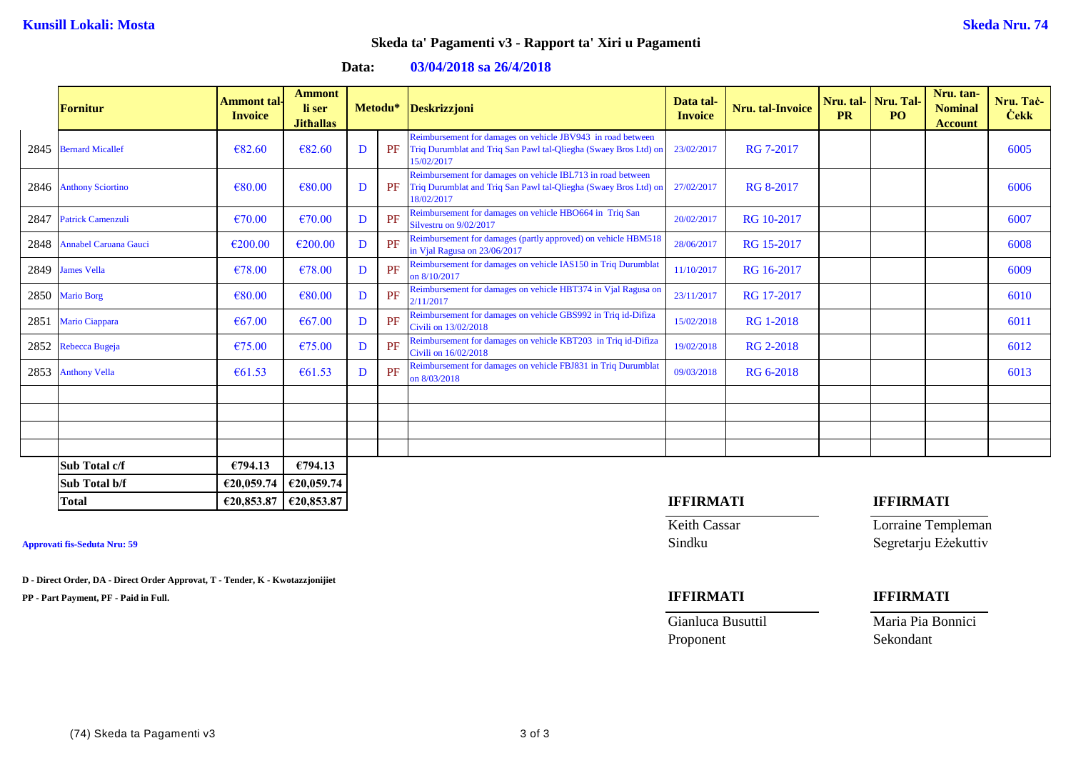**Kunsill Lokali: Mosta** **Skeda Nru. 74**

## Skeda ta' Pagamenti v3 - Rapport ta' Xiri u Pagamenti

**Data:** **03/04/2018 sa 26/4/2018**

| | Fornitur | Ammont tal-Invoice | Ammont li ser Jithallas | Metodu* | | Deskrizzjoni | Data tal-Invoice | Nru. tal-Invoice | Nru. tal-PR | Nru. Tal-PO | Nru. tan-Nominal Account | Nru. Taċ-Ċekk |
|---|---|---|---|---|---|---|---|---|---|---|---|---|
| 2845 | Bernard Micallef | €82.60 | €82.60 | D | PF | Reimbursement for damages on vehicle JBV943 in road between Triq Durumblat and Triq San Pawl tal-Qliegha (Swaey Bros Ltd) on 15/02/2017 | 23/02/2017 | RG 7-2017 | | | | 6005 |
| 2846 | Anthony Sciortino | €80.00 | €80.00 | D | PF | Reimbursement for damages on vehicle IBL713 in road between Triq Durumblat and Triq San Pawl tal-Qliegha (Swaey Bros Ltd) on 18/02/2017 | 27/02/2017 | RG 8-2017 | | | | 6006 |
| 2847 | Patrick Camenzuli | €70.00 | €70.00 | D | PF | Reimbursement for damages on vehicle HBO664 in Triq San Silvestru on 9/02/2017 | 20/02/2017 | RG 10-2017 | | | | 6007 |
| 2848 | Annabel Caruana Gauci | €200.00 | €200.00 | D | PF | Reimbursement for damages (partly approved) on vehicle HBM518 in Vjal Ragusa on 23/06/2017 | 28/06/2017 | RG 15-2017 | | | | 6008 |
| 2849 | James Vella | €78.00 | €78.00 | D | PF | Reimbursement for damages on vehicle IAS150 in Triq Durumblat on 8/10/2017 | 11/10/2017 | RG 16-2017 | | | | 6009 |
| 2850 | Mario Borg | €80.00 | €80.00 | D | PF | Reimbursement for damages on vehicle HBT374 in Vjal Ragusa on 2/11/2017 | 23/11/2017 | RG 17-2017 | | | | 6010 |
| 2851 | Mario Ciappara | €67.00 | €67.00 | D | PF | Reimbursement for damages on vehicle GBS992 in Triq id-Difiza Civili on 13/02/2018 | 15/02/2018 | RG 1-2018 | | | | 6011 |
| 2852 | Rebecca Bugeja | €75.00 | €75.00 | D | PF | Reimbursement for damages on vehicle KBT203 in Triq id-Difiza Civili on 16/02/2018 | 19/02/2018 | RG 2-2018 | | | | 6012 |
| 2853 | Anthony Vella | €61.53 | €61.53 | D | PF | Reimbursement for damages on vehicle FBJ831 in Triq Durumblat on 8/03/2018 | 09/03/2018 | RG 6-2018 | | | | 6013 |
| | | | | | | | | | | | | |
| | | | | | | | | | | | | |
| | | | | | | | | | | | | |
| | | | | | | | | | | | | |
| | **Sub Total c/f** | **€794.13** | **€794.13** | | | | | | | | | |
| | **Sub Total b/f** | **€20,059.74** | **€20,059.74** | | | | | | | | | |
| | **Total** | **€20,853.87** | **€20,853.87** | | | | | | | | | |

**Approvati fis-Seduta Nru: 59**

**D - Direct Order, DA - Direct Order Approvat, T - Tender, K - Kwotazzjonijiet**

**PP - Part Payment, PF - Paid in Full.**

**IFFIRMATI**

Keith Cassar
Sindku

**IFFIRMATI**

Lorraine Templeman
Segretarju Eżekuttiv

**IFFIRMATI**

Gianluca Busuttil
Proponent

**IFFIRMATI**

Maria Pia Bonnici
Sekondant